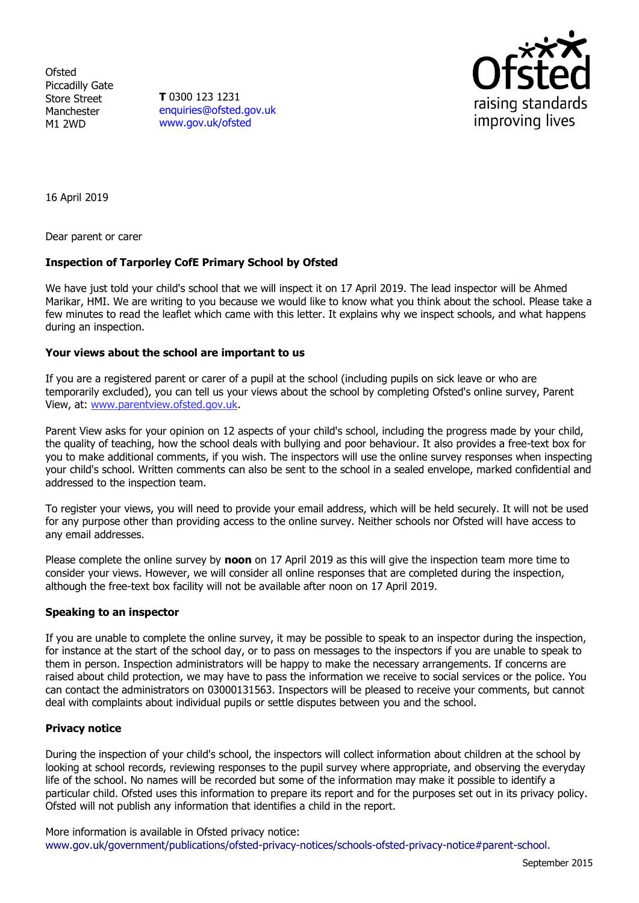Ofsted
Piccadilly Gate
Store Street
Manchester
M1 2WD

**T** 0300 123 1231
enquiries@ofsted.gov.uk
www.gov.uk/ofsted

16 April 2019

Dear parent or carer

**Inspection of Tarporley CofE Primary School by Ofsted**

We have just told your child's school that we will inspect it on 17 April 2019. The lead inspector will be Ahmed Marikar, HMI. We are writing to you because we would like to know what you think about the school. Please take a few minutes to read the leaflet which came with this letter. It explains why we inspect schools, and what happens during an inspection.

**Your views about the school are important to us**

If you are a registered parent or carer of a pupil at the school (including pupils on sick leave or who are temporarily excluded), you can tell us your views about the school by completing Ofsted's online survey, Parent View, at: www.parentview.ofsted.gov.uk.

Parent View asks for your opinion on 12 aspects of your child's school, including the progress made by your child, the quality of teaching, how the school deals with bullying and poor behaviour. It also provides a free-text box for you to make additional comments, if you wish. The inspectors will use the online survey responses when inspecting your child's school. Written comments can also be sent to the school in a sealed envelope, marked confidential and addressed to the inspection team.

To register your views, you will need to provide your email address, which will be held securely. It will not be used for any purpose other than providing access to the online survey. Neither schools nor Ofsted will have access to any email addresses.

Please complete the online survey by **noon** on 17 April 2019 as this will give the inspection team more time to consider your views. However, we will consider all online responses that are completed during the inspection, although the free-text box facility will not be available after noon on 17 April 2019.

**Speaking to an inspector**

If you are unable to complete the online survey, it may be possible to speak to an inspector during the inspection, for instance at the start of the school day, or to pass on messages to the inspectors if you are unable to speak to them in person. Inspection administrators will be happy to make the necessary arrangements. If concerns are raised about child protection, we may have to pass the information we receive to social services or the police. You can contact the administrators on 03000131563. Inspectors will be pleased to receive your comments, but cannot deal with complaints about individual pupils or settle disputes between you and the school.

**Privacy notice**

During the inspection of your child's school, the inspectors will collect information about children at the school by looking at school records, reviewing responses to the pupil survey where appropriate, and observing the everyday life of the school. No names will be recorded but some of the information may make it possible to identify a particular child. Ofsted uses this information to prepare its report and for the purposes set out in its privacy policy. Ofsted will not publish any information that identifies a child in the report.

More information is available in Ofsted privacy notice:
www.gov.uk/government/publications/ofsted-privacy-notices/schools-ofsted-privacy-notice#parent-school.

September 2015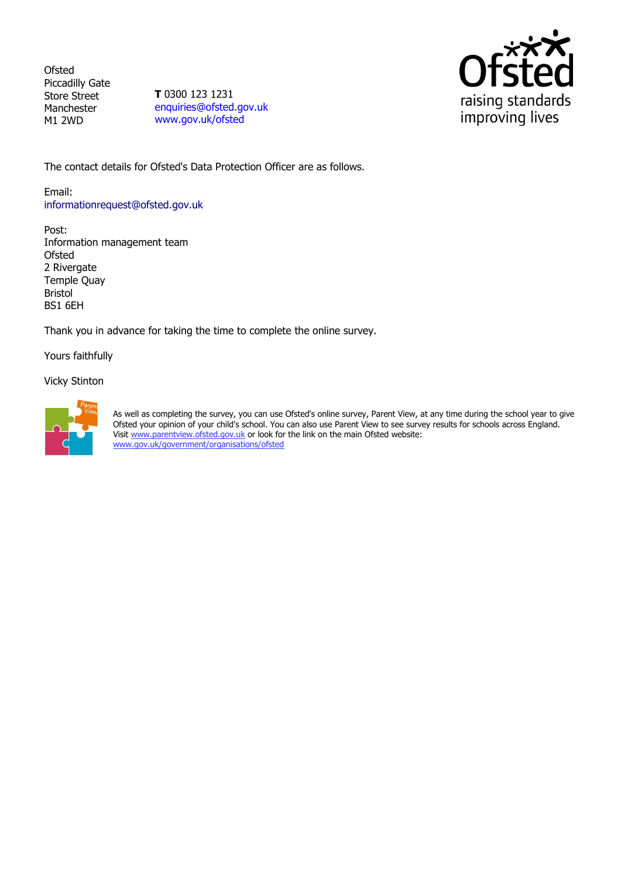Ofsted
Piccadilly Gate
Store Street
Manchester
M1 2WD

**T** 0300 123 1231
enquiries@ofsted.gov.uk
www.gov.uk/ofsted

Ofsted
raising standards
improving lives

The contact details for Ofsted's Data Protection Officer are as follows.

Email:
informationrequest@ofsted.gov.uk

Post:
Information management team
Ofsted
2 Rivergate
Temple Quay
Bristol
BS1 6EH

Thank you in advance for taking the time to complete the online survey.

Yours faithfully

Vicky Stinton

As well as completing the survey, you can use Ofsted's online survey, Parent View, at any time during the school year to give Ofsted your opinion of your child's school. You can also use Parent View to see survey results for schools across England. Visit www.parentview.ofsted.gov.uk or look for the link on the main Ofsted website: www.gov.uk/government/organisations/ofsted